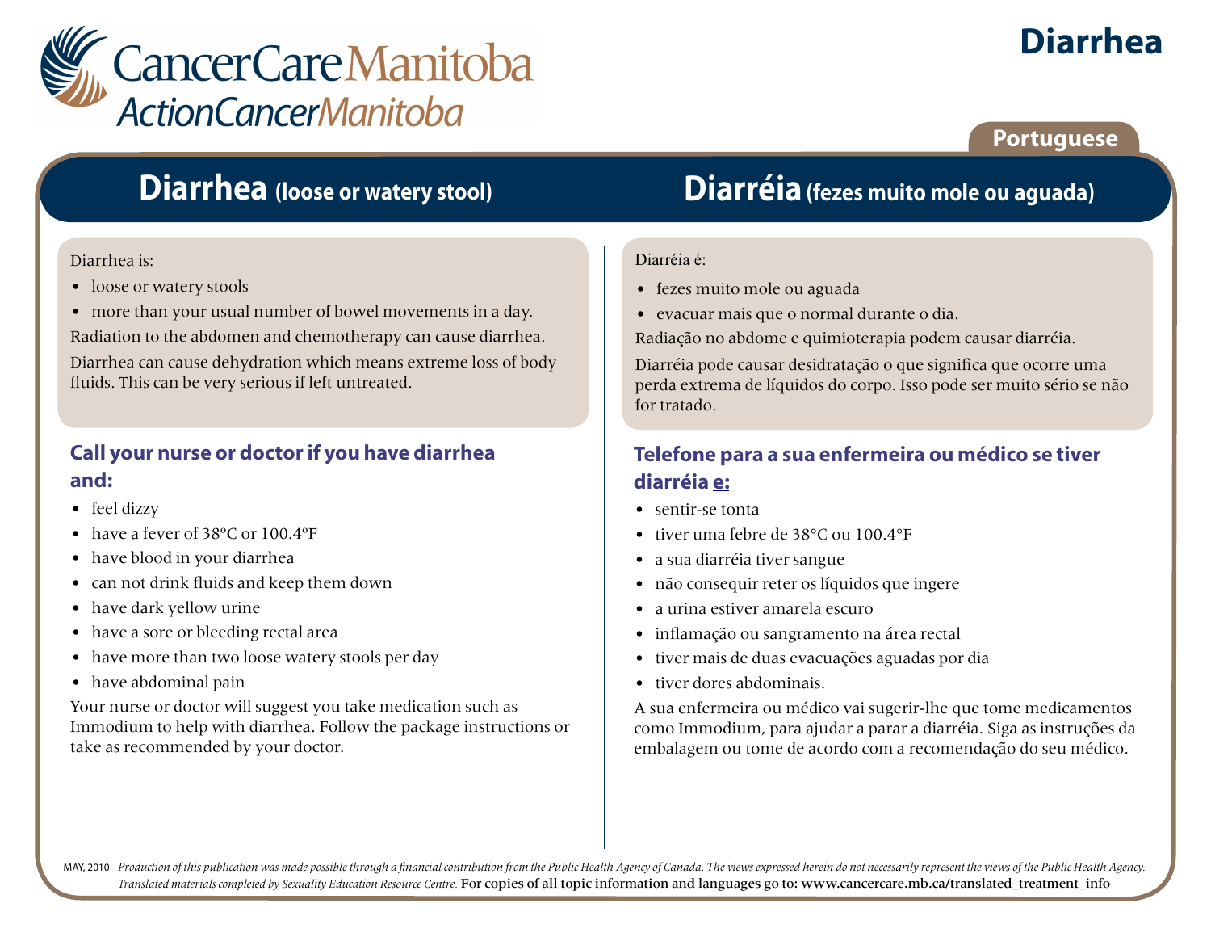CancerCare Manitoba
ActionCancer Manitoba

# Diarrhea

Portuguese

## Diarrhea (loose or watery stool)

Diarrhea is:

- loose or watery stools
- more than your usual number of bowel movements in a day.

Radiation to the abdomen and chemotherapy can cause diarrhea.

Diarrhea can cause dehydration which means extreme loss of body fluids. This can be very serious if left untreated.

### Call your nurse or doctor if you have diarrhea **and:**

- feel dizzy
- have a fever of 38ºC or 100.4ºF
- have blood in your diarrhea
- can not drink fluids and keep them down
- have dark yellow urine
- have a sore or bleeding rectal area
- have more than two loose watery stools per day
- have abdominal pain

Your nurse or doctor will suggest you take medication such as Immodium to help with diarrhea. Follow the package instructions or take as recommended by your doctor.

## Diarréia (fezes muito mole ou aguada)

Diarréia é:

- fezes muito mole ou aguada
- evacuar mais que o normal durante o dia.

Radiação no abdome e quimioterapia podem causar diarréia.

Diarréia pode causar desidratação o que significa que ocorre uma perda extrema de líquidos do corpo. Isso pode ser muito sério se não for tratado.

### Telefone para a sua enfermeira ou médico se tiver diarréia **e:**

- sentir-se tonta
- tiver uma febre de 38°C ou 100.4°F
- a sua diarréia tiver sangue
- não consequir reter os líquidos que ingere
- a urina estiver amarela escuro
- inflamação ou sangramento na área rectal
- tiver mais de duas evacuações aguadas por dia
- tiver dores abdominais.

A sua enfermeira ou médico vai sugerir-lhe que tome medicamentos como Immodium, para ajudar a parar a diarréia. Siga as instruções da embalagem ou tome de acordo com a recomendação do seu médico.

MAY, 2010 *Production of this publication was made possible through a financial contribution from the Public Health Agency of Canada. The views expressed herein do not necessarily represent the views of the Public Health Agency. Translated materials completed by Sexuality Education Resource Centre.* For copies of all topic information and languages go to: www.cancercare.mb.ca/translated_treatment_info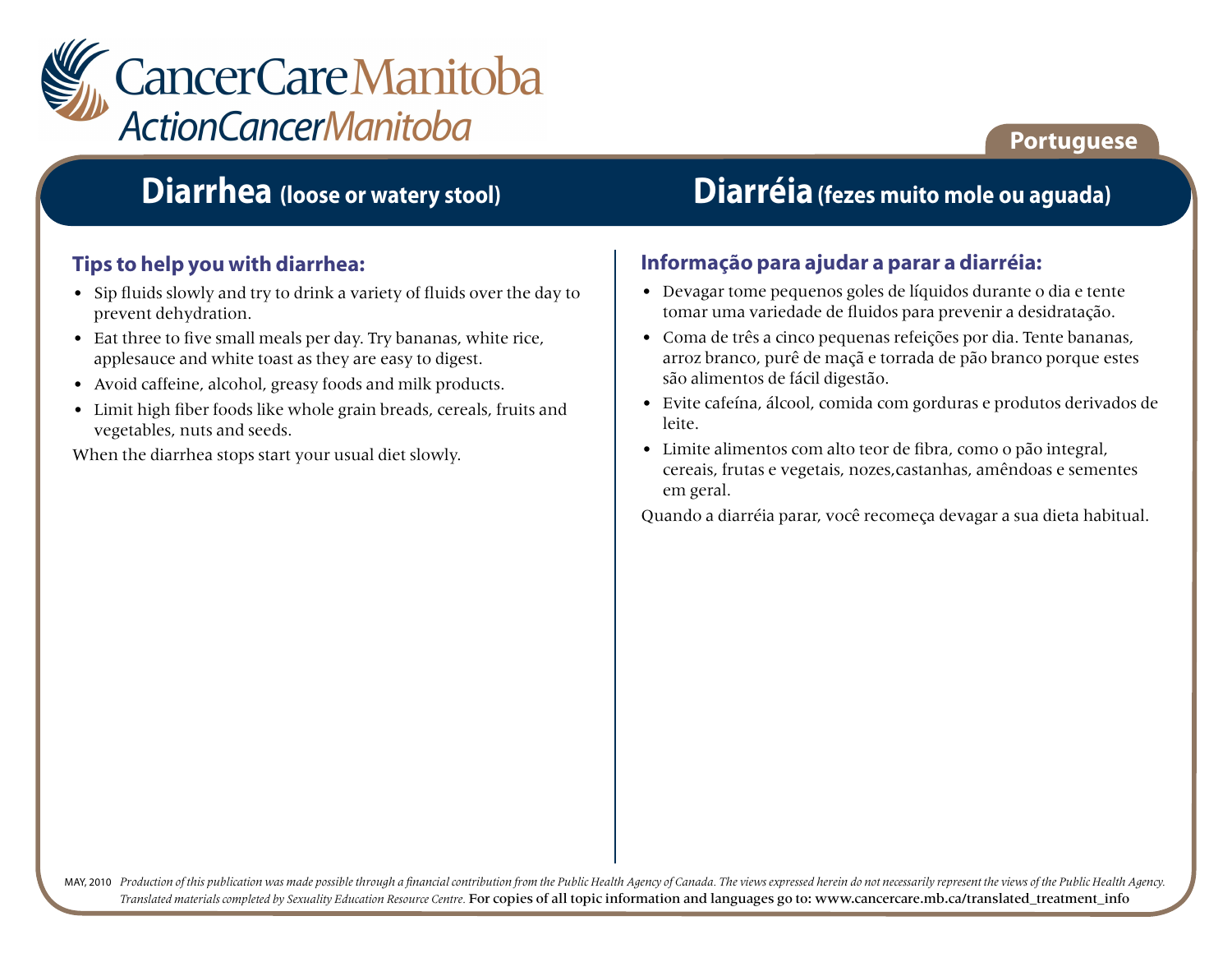CancerCare Manitoba
ActionCancerManitoba

Portuguese

# Diarrhea (loose or watery stool)

## Tips to help you with diarrhea:

- Sip fluids slowly and try to drink a variety of fluids over the day to prevent dehydration.
- Eat three to five small meals per day. Try bananas, white rice, applesauce and white toast as they are easy to digest.
- Avoid caffeine, alcohol, greasy foods and milk products.
- Limit high fiber foods like whole grain breads, cereals, fruits and vegetables, nuts and seeds.

When the diarrhea stops start your usual diet slowly.

# Diarréia (fezes muito mole ou aguada)

## Informação para ajudar a parar a diarréia:

- Devagar tome pequenos goles de líquidos durante o dia e tente tomar uma variedade de fluidos para prevenir a desidratação.
- Coma de três a cinco pequenas refeições por dia. Tente bananas, arroz branco, purê de maçã e torrada de pão branco porque estes são alimentos de fácil digestão.
- Evite cafeína, álcool, comida com gorduras e produtos derivados de leite.
- Limite alimentos com alto teor de fibra, como o pão integral, cereais, frutas e vegetais, nozes,castanhas, amêndoas e sementes em geral.

Quando a diarréia parar, você recomeça devagar a sua dieta habitual.

MAY, 2010 *Production of this publication was made possible through a financial contribution from the Public Health Agency of Canada. The views expressed herein do not necessarily represent the views of the Public Health Agency. Translated materials completed by Sexuality Education Resource Centre.* For copies of all topic information and languages go to: www.cancercare.mb.ca/translated_treatment_info